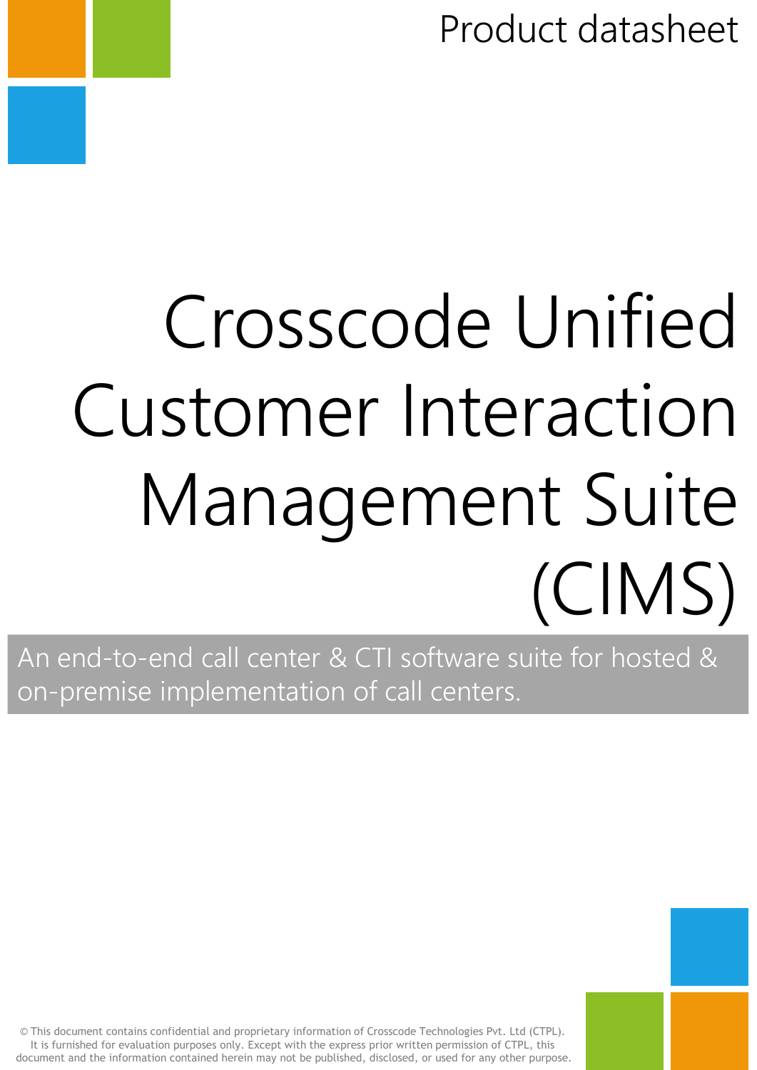Product datasheet

# Crosscode Unified Customer Interaction Management Suite (CIMS)

An end-to-end call center & CTI software suite for hosted & on-premise implementation of call centers.

© This document contains confidential and proprietary information of Crosscode Technologies Pvt. Ltd (CTPL). It is furnished for evaluation purposes only. Except with the express prior written permission of CTPL, this document and the information contained herein may not be published, disclosed, or used for any other purpose.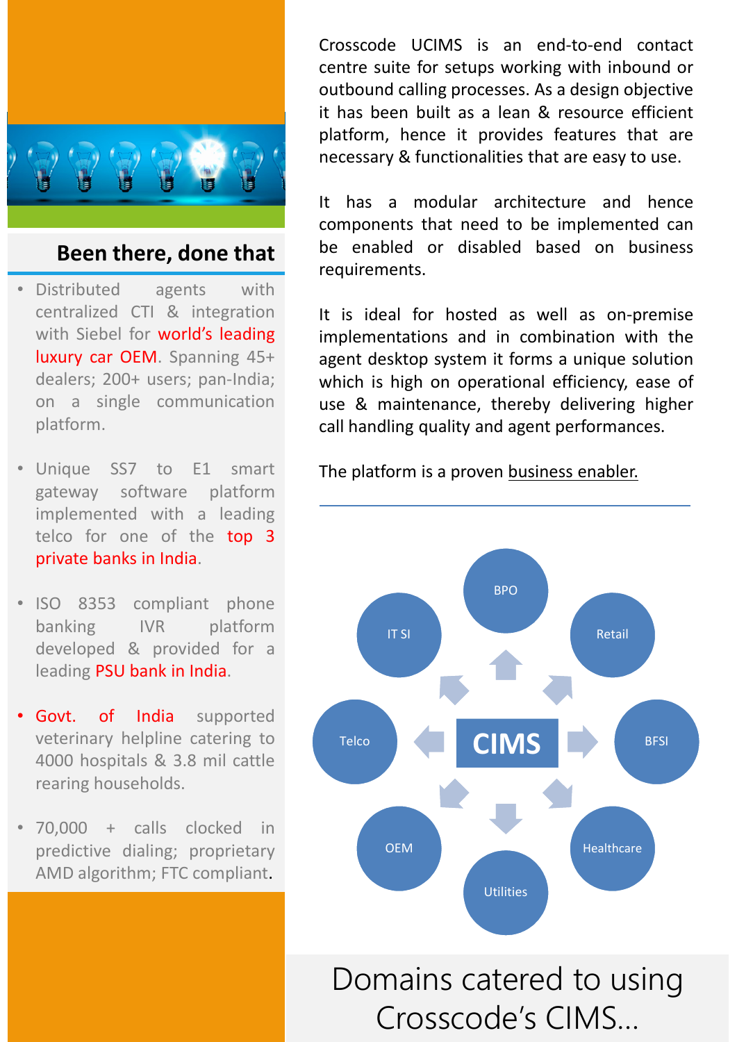## Been there, done that

- Distributed agents with centralized CTI & integration with Siebel for world's leading luxury car OEM. Spanning 45+ dealers; 200+ users; pan-India; on a single communication platform.
- Unique SS7 to E1 smart gateway software platform implemented with a leading telco for one of the top 3 private banks in India.
- ISO 8353 compliant phone banking IVR platform developed & provided for a leading PSU bank in India.
- Govt. of India supported veterinary helpline catering to 4000 hospitals & 3.8 mil cattle rearing households.
- 70,000 + calls clocked in predictive dialing; proprietary AMD algorithm; FTC compliant.

Crosscode UCIMS is an end-to-end contact centre suite for setups working with inbound or outbound calling processes. As a design objective it has been built as a lean & resource efficient platform, hence it provides features that are necessary & functionalities that are easy to use.

It has a modular architecture and hence components that need to be implemented can be enabled or disabled based on business requirements.

It is ideal for hosted as well as on-premise implementations and in combination with the agent desktop system it forms a unique solution which is high on operational efficiency, ease of use & maintenance, thereby delivering higher call handling quality and agent performances.

The platform is a proven business enabler.

---

CIMS

BPO

Retail

BFSI

Healthcare

Utilities

OEM

Telco

IT SI

Domains catered to using Crosscode's CIMS…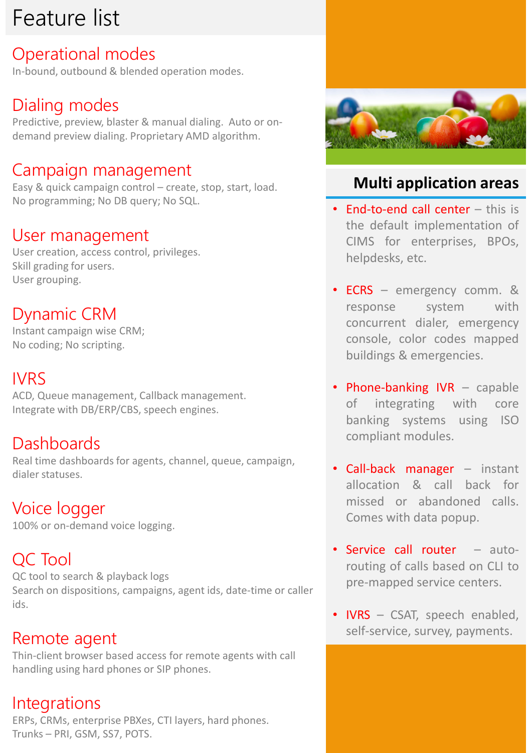# Feature list

## Operational modes

In-bound, outbound & blended operation modes.

## Dialing modes

Predictive, preview, blaster & manual dialing. Auto or on-demand preview dialing. Proprietary AMD algorithm.

## Campaign management

Easy & quick campaign control – create, stop, start, load. No programming; No DB query; No SQL.

## User management

User creation, access control, privileges.
Skill grading for users.
User grouping.

## Dynamic CRM

Instant campaign wise CRM;
No coding; No scripting.

## IVRS

ACD, Queue management, Callback management.
Integrate with DB/ERP/CBS, speech engines.

## Dashboards

Real time dashboards for agents, channel, queue, campaign, dialer statuses.

## Voice logger

100% or on-demand voice logging.

## QC Tool

QC tool to search & playback logs
Search on dispositions, campaigns, agent ids, date-time or caller ids.

## Remote agent

Thin-client browser based access for remote agents with call handling using hard phones or SIP phones.

## Integrations

ERPs, CRMs, enterprise PBXes, CTI layers, hard phones.
Trunks – PRI, GSM, SS7, POTS.

## Multi application areas

- End-to-end call center – this is the default implementation of CIMS for enterprises, BPOs, helpdesks, etc.
- ECRS – emergency comm. & response system with concurrent dialer, emergency console, color codes mapped buildings & emergencies.
- Phone-banking IVR – capable of integrating with core banking systems using ISO compliant modules.
- Call-back manager – instant allocation & call back for missed or abandoned calls. Comes with data popup.
- Service call router – auto-routing of calls based on CLI to pre-mapped service centers.
- IVRS – CSAT, speech enabled, self-service, survey, payments.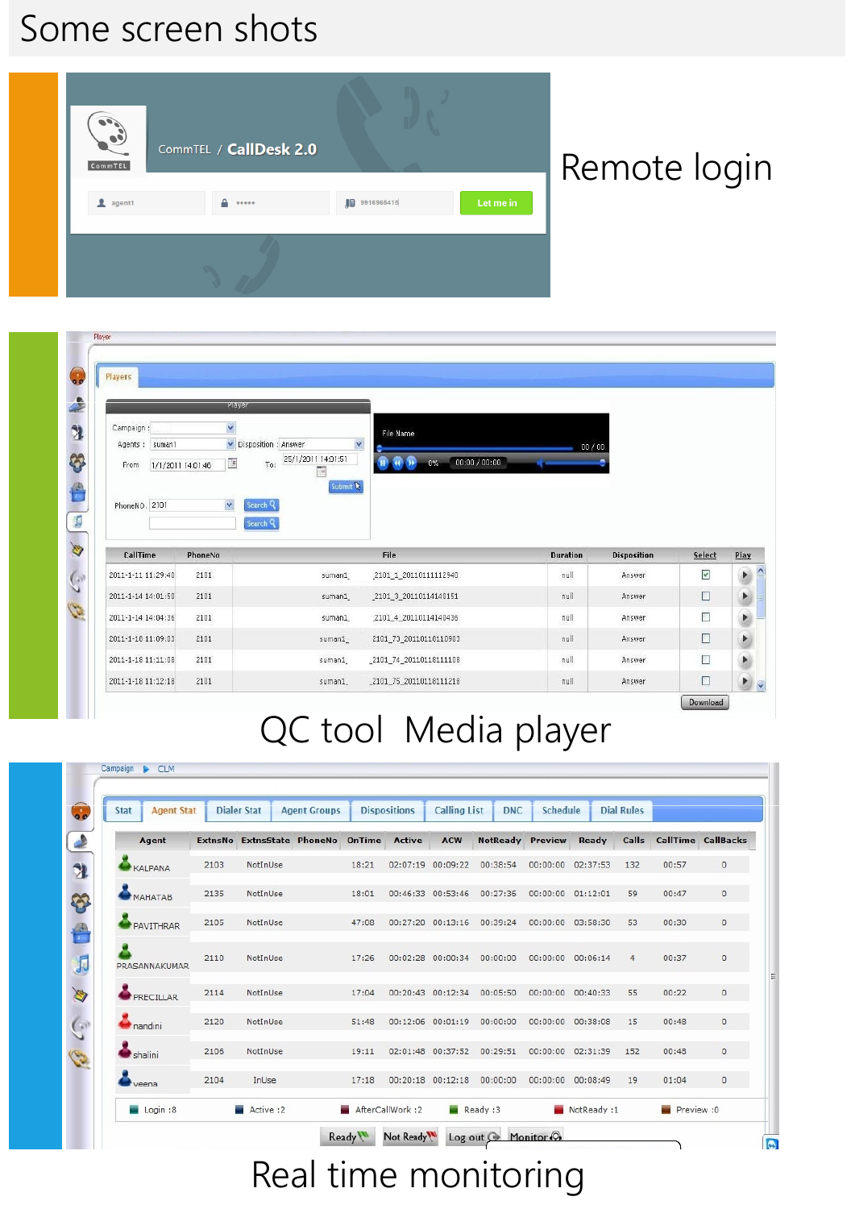# Some screen shots

CommTEL / CallDesk 2.0

agent1 | ••••• | 9916966415 | Let me in

Remote login

Player

Players

Campaign :
Agents : suman1 Disposition : Answer
From 1/1/2011 14:01:46 To: 25/1/2011 14:01:51
Submit
PhoneNO : 2101 Search
Search

File Name
00 / 00
0% 00:00 / 00:00

| CallTime | PhoneNo | File | Duration | Disposition | Select | Play |
|---|---|---|---|---|---|---|
| 2011-1-11 11:29:40 | 2101 | suman1_ _2101_1_20110111112940 | null | Answer | ☑ | |
| 2011-1-14 14:01:50 | 2101 | suman1_ _2101_3_20110114140151 | null | Answer | ☐ | |
| 2011-1-14 14:04:36 | 2101 | suman1_ _2101_4_20110114140436 | null | Answer | ☐ | |
| 2011-1-18 11:09:03 | 2101 | suman1_ _2101_73_20110118110903 | null | Answer | ☐ | |
| 2011-1-18 11:11:08 | 2101 | suman1_ _2101_74_20110118111108 | null | Answer | ☐ | |
| 2011-1-18 11:12:18 | 2101 | suman1_ _2101_75_20110118111218 | null | Answer | ☐ | |

Download

QC tool Media player

Campaign ▶ CLM

Stat | Agent Stat | Dialer Stat | Agent Groups | Dispositions | Calling List | DNC | Schedule | Dial Rules

| Agent | ExtnsNo | ExtnsState | PhoneNo | OnTime | Active | ACW | NotReady | Preview | Ready | Calls | CallTime | CallBacks |
|---|---|---|---|---|---|---|---|---|---|---|---|---|
| KALPANA | 2103 | NotInUse | | 18:21 | 02:07:19 | 00:09:22 | 00:38:54 | 00:00:00 | 02:37:53 | 132 | 00:57 | 0 |
| MAHATAB | 2135 | NotInUse | | 18:01 | 00:46:33 | 00:53:46 | 00:27:36 | 00:00:00 | 01:12:01 | 59 | 00:47 | 0 |
| PAVITHRAR | 2105 | NotInUse | | 47:08 | 00:27:20 | 00:13:16 | 00:39:24 | 00:00:00 | 03:58:30 | 53 | 00:30 | 0 |
| PRASANNAKUMAR | 2110 | NotInUse | | 17:26 | 00:02:28 | 00:00:34 | 00:00:00 | 00:00:00 | 00:06:14 | 4 | 00:37 | 0 |
| PRECILLAR | 2114 | NotInUse | | 17:04 | 00:20:43 | 00:12:34 | 00:05:50 | 00:00:00 | 00:40:33 | 55 | 00:22 | 0 |
| nandini | 2120 | NotInUse | | 51:48 | 00:12:06 | 00:01:19 | 00:00:00 | 00:00:00 | 00:38:08 | 15 | 00:48 | 0 |
| shalini | 2106 | NotInUse | | 19:11 | 02:01:48 | 00:37:52 | 00:29:51 | 00:00:00 | 02:31:39 | 152 | 00:48 | 0 |
| veena | 2104 | InUse | | 17:18 | 00:20:18 | 00:12:18 | 00:00:00 | 00:00:00 | 00:08:49 | 19 | 01:04 | 0 |

Login :8 | Active :2 | AfterCallWork :2 | Ready :3 | NotReady :1 | Preview :0

Ready | Not Ready | Log out | Monitor

Real time monitoring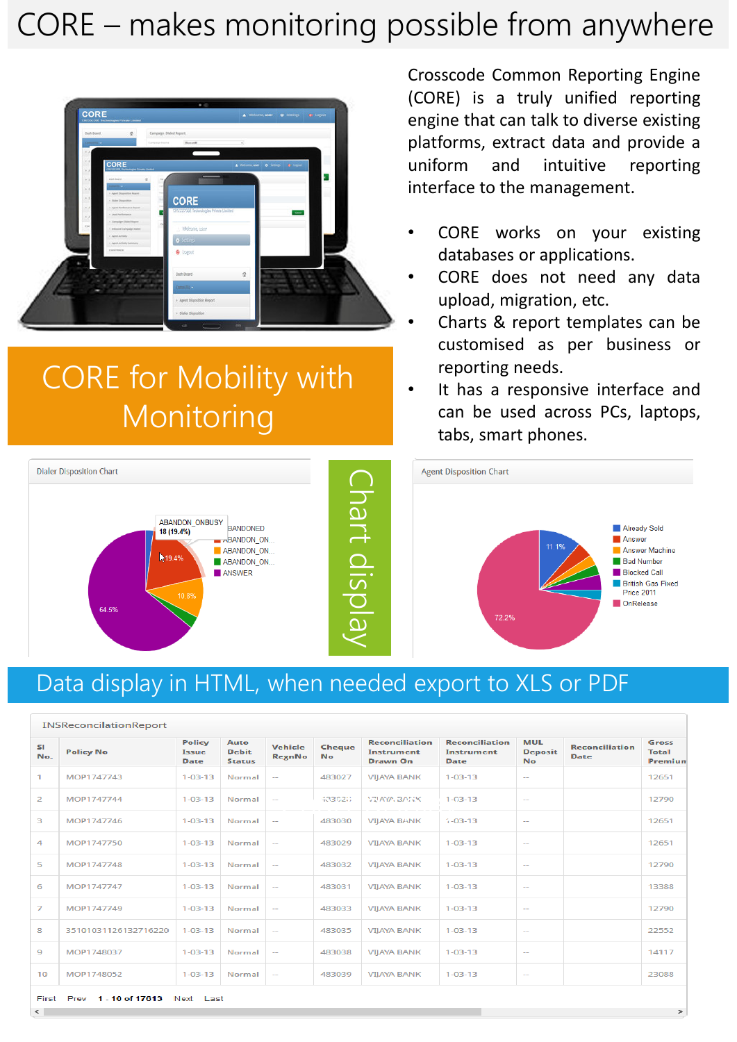# CORE – makes monitoring possible from anywhere

Crosscode Common Reporting Engine (CORE) is a truly unified reporting engine that can talk to diverse existing platforms, extract data and provide a uniform and intuitive reporting interface to the management.

- CORE works on your existing databases or applications.
- CORE does not need any data upload, migration, etc.
- Charts & report templates can be customised as per business or reporting needs.
- It has a responsive interface and can be used across PCs, laptops, tabs, smart phones.

## CORE for Mobility with Monitoring

## Chart display

Dialer Disposition Chart

ABANDON_ONBUSY
18 (19.4%)
ABANDONED
ABANDON_ON...
ABANDON_ON...
ABANDON_ON...
ANSWER
19.4%
10.8%
64.5%

Agent Disposition Chart

Already Sold
Answer
Answer Machine
Bad Number
Blocked Call
British Gas Fixed Price 2011
OnRelease
11.1%
72.2%

## Data display in HTML, when needed export to XLS or PDF

INSReconcilationReport

| Sl No. | Policy No | Policy Issue Date | Auto Debit Status | Vehicle RegnNo | Cheque No | Reconciliation Instrument Drawn On | Reconciliation Instrument Date | MUL Deposit No | Reconciliation Date | Gross Total Premium |
|---|---|---|---|---|---|---|---|---|---|---|
| 1 | MOP1747743 | 1-03-13 | Normal | -- | 483027 | VIJAYA BANK | 1-03-13 | -- | | 12651 |
| 2 | MOP1747744 | 1-03-13 | Normal | -- | 483028 | VIJAYA BANK | 1-03-13 | -- | | 12790 |
| 3 | MOP1747746 | 1-03-13 | Normal | -- | 483030 | VIJAYA BANK | 1-03-13 | -- | | 12651 |
| 4 | MOP1747750 | 1-03-13 | Normal | -- | 483029 | VIJAYA BANK | 1-03-13 | -- | | 12651 |
| 5 | MOP1747748 | 1-03-13 | Normal | -- | 483032 | VIJAYA BANK | 1-03-13 | -- | | 12790 |
| 6 | MOP1747747 | 1-03-13 | Normal | -- | 483031 | VIJAYA BANK | 1-03-13 | -- | | 13388 |
| 7 | MOP1747749 | 1-03-13 | Normal | -- | 483033 | VIJAYA BANK | 1-03-13 | -- | | 12790 |
| 8 | 35101031126132716220 | 1-03-13 | Normal | -- | 483035 | VIJAYA BANK | 1-03-13 | -- | | 22552 |
| 9 | MOP1748037 | 1-03-13 | Normal | -- | 483038 | VIJAYA BANK | 1-03-13 | -- | | 14117 |
| 10 | MOP1748052 | 1-03-13 | Normal | -- | 483039 | VIJAYA BANK | 1-03-13 | -- | | 23088 |

First Prev **1 - 10 of 17613** Next Last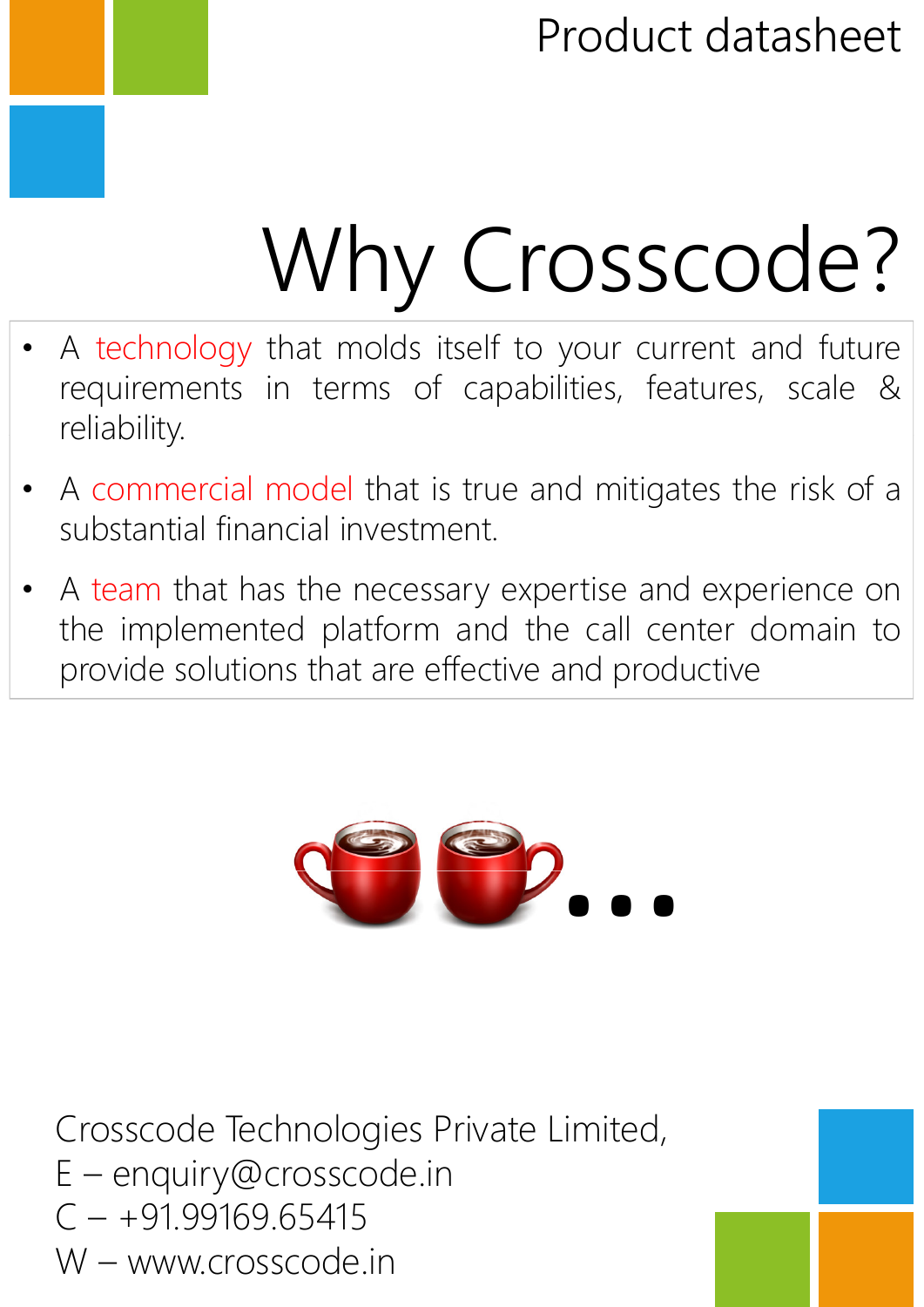Product datasheet

# Why Crosscode?

- A technology that molds itself to your current and future requirements in terms of capabilities, features, scale & reliability.
- A commercial model that is true and mitigates the risk of a substantial financial investment.
- A team that has the necessary expertise and experience on the implemented platform and the call center domain to provide solutions that are effective and productive

...

Crosscode Technologies Private Limited,
E – enquiry@crosscode.in
C – +91.99169.65415
W – www.crosscode.in